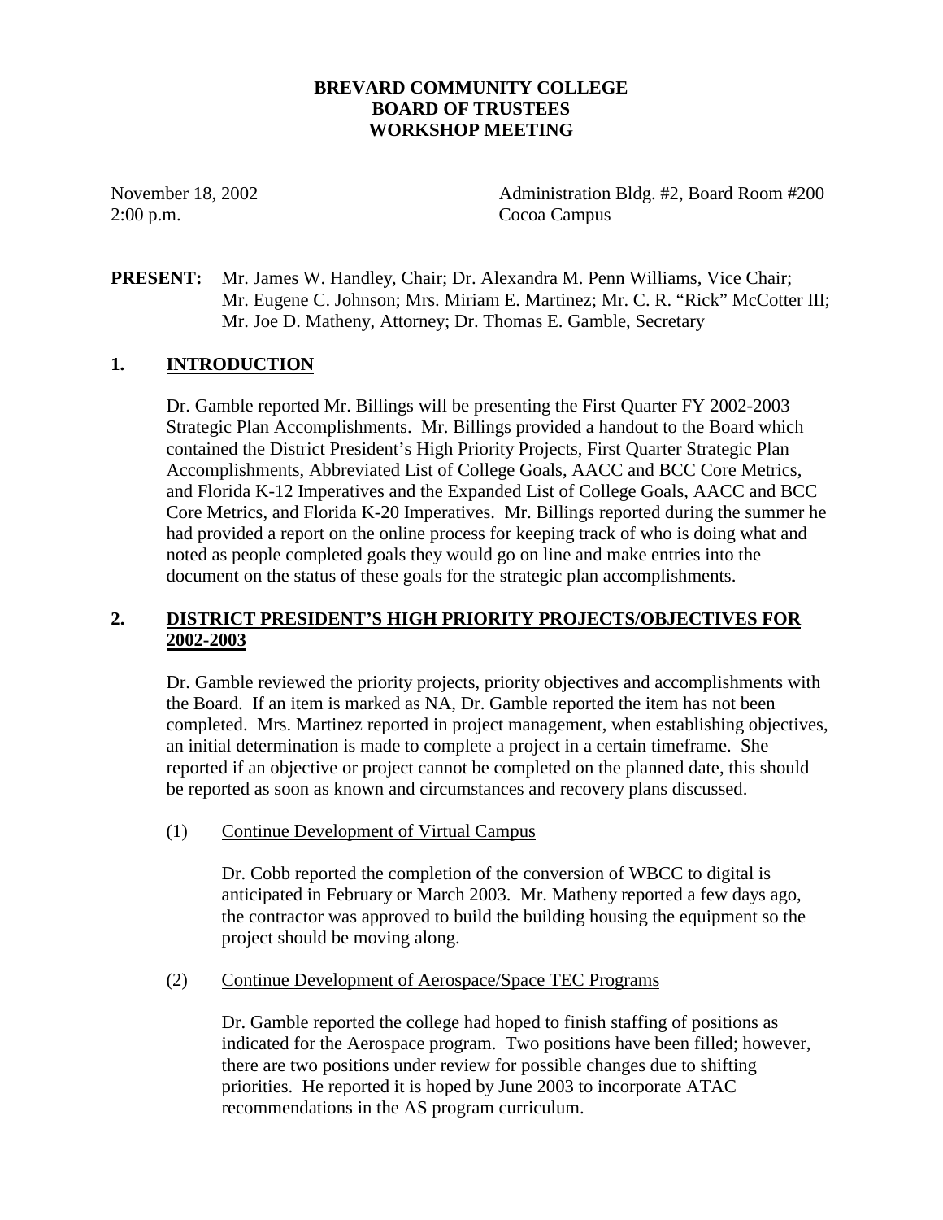# BREVARD COMMUNITY COLLEGE
# BOARD OF TRUSTEES
# WORKSHOP MEETING

November 18, 2002
2:00 p.m.

Administration Bldg. #2, Board Room #200
Cocoa Campus

**PRESENT:** Mr. James W. Handley, Chair; Dr. Alexandra M. Penn Williams, Vice Chair; Mr. Eugene C. Johnson; Mrs. Miriam E. Martinez; Mr. C. R. "Rick" McCotter III; Mr. Joe D. Matheny, Attorney; Dr. Thomas E. Gamble, Secretary

## 1. INTRODUCTION

Dr. Gamble reported Mr. Billings will be presenting the First Quarter FY 2002-2003 Strategic Plan Accomplishments. Mr. Billings provided a handout to the Board which contained the District President's High Priority Projects, First Quarter Strategic Plan Accomplishments, Abbreviated List of College Goals, AACC and BCC Core Metrics, and Florida K-12 Imperatives and the Expanded List of College Goals, AACC and BCC Core Metrics, and Florida K-20 Imperatives. Mr. Billings reported during the summer he had provided a report on the online process for keeping track of who is doing what and noted as people completed goals they would go on line and make entries into the document on the status of these goals for the strategic plan accomplishments.

## 2. DISTRICT PRESIDENT'S HIGH PRIORITY PROJECTS/OBJECTIVES FOR 2002-2003

Dr. Gamble reviewed the priority projects, priority objectives and accomplishments with the Board. If an item is marked as NA, Dr. Gamble reported the item has not been completed. Mrs. Martinez reported in project management, when establishing objectives, an initial determination is made to complete a project in a certain timeframe. She reported if an objective or project cannot be completed on the planned date, this should be reported as soon as known and circumstances and recovery plans discussed.

(1) Continue Development of Virtual Campus

Dr. Cobb reported the completion of the conversion of WBCC to digital is anticipated in February or March 2003. Mr. Matheny reported a few days ago, the contractor was approved to build the building housing the equipment so the project should be moving along.

(2) Continue Development of Aerospace/Space TEC Programs

Dr. Gamble reported the college had hoped to finish staffing of positions as indicated for the Aerospace program. Two positions have been filled; however, there are two positions under review for possible changes due to shifting priorities. He reported it is hoped by June 2003 to incorporate ATAC recommendations in the AS program curriculum.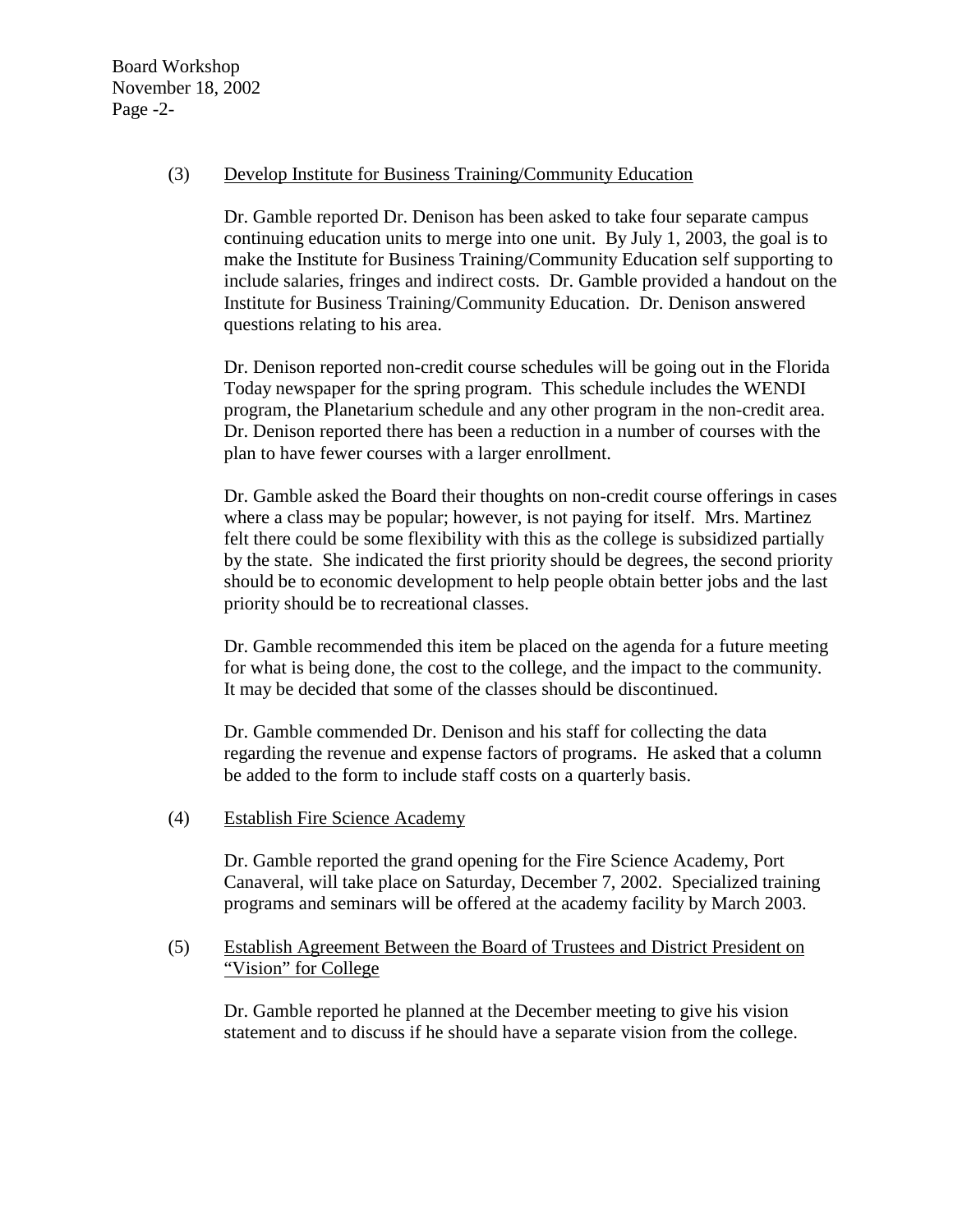(3) Develop Institute for Business Training/Community Education

Dr. Gamble reported Dr. Denison has been asked to take four separate campus continuing education units to merge into one unit. By July 1, 2003, the goal is to make the Institute for Business Training/Community Education self supporting to include salaries, fringes and indirect costs. Dr. Gamble provided a handout on the Institute for Business Training/Community Education. Dr. Denison answered questions relating to his area.

Dr. Denison reported non-credit course schedules will be going out in the Florida Today newspaper for the spring program. This schedule includes the WENDI program, the Planetarium schedule and any other program in the non-credit area. Dr. Denison reported there has been a reduction in a number of courses with the plan to have fewer courses with a larger enrollment.

Dr. Gamble asked the Board their thoughts on non-credit course offerings in cases where a class may be popular; however, is not paying for itself. Mrs. Martinez felt there could be some flexibility with this as the college is subsidized partially by the state. She indicated the first priority should be degrees, the second priority should be to economic development to help people obtain better jobs and the last priority should be to recreational classes.

Dr. Gamble recommended this item be placed on the agenda for a future meeting for what is being done, the cost to the college, and the impact to the community. It may be decided that some of the classes should be discontinued.

Dr. Gamble commended Dr. Denison and his staff for collecting the data regarding the revenue and expense factors of programs. He asked that a column be added to the form to include staff costs on a quarterly basis.

(4) Establish Fire Science Academy

Dr. Gamble reported the grand opening for the Fire Science Academy, Port Canaveral, will take place on Saturday, December 7, 2002. Specialized training programs and seminars will be offered at the academy facility by March 2003.

(5) Establish Agreement Between the Board of Trustees and District President on "Vision" for College

Dr. Gamble reported he planned at the December meeting to give his vision statement and to discuss if he should have a separate vision from the college.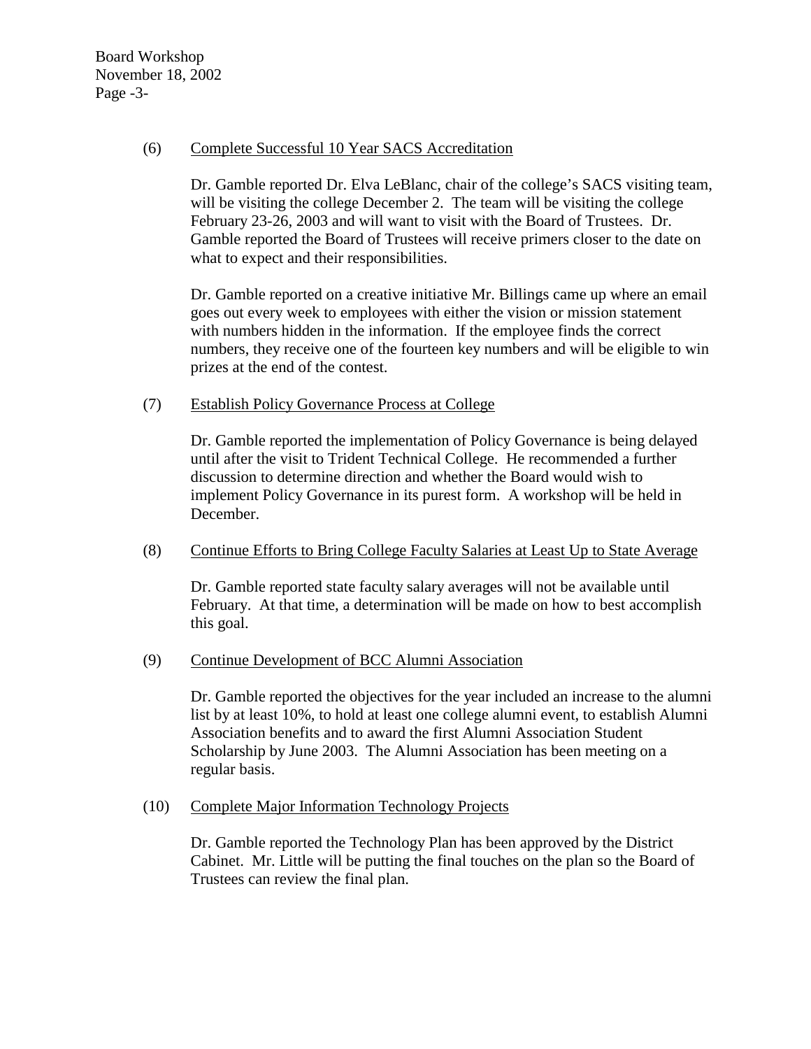(6) Complete Successful 10 Year SACS Accreditation

Dr. Gamble reported Dr. Elva LeBlanc, chair of the college's SACS visiting team, will be visiting the college December 2. The team will be visiting the college February 23-26, 2003 and will want to visit with the Board of Trustees. Dr. Gamble reported the Board of Trustees will receive primers closer to the date on what to expect and their responsibilities.

Dr. Gamble reported on a creative initiative Mr. Billings came up where an email goes out every week to employees with either the vision or mission statement with numbers hidden in the information. If the employee finds the correct numbers, they receive one of the fourteen key numbers and will be eligible to win prizes at the end of the contest.

(7) Establish Policy Governance Process at College

Dr. Gamble reported the implementation of Policy Governance is being delayed until after the visit to Trident Technical College. He recommended a further discussion to determine direction and whether the Board would wish to implement Policy Governance in its purest form. A workshop will be held in December.

(8) Continue Efforts to Bring College Faculty Salaries at Least Up to State Average

Dr. Gamble reported state faculty salary averages will not be available until February. At that time, a determination will be made on how to best accomplish this goal.

(9) Continue Development of BCC Alumni Association

Dr. Gamble reported the objectives for the year included an increase to the alumni list by at least 10%, to hold at least one college alumni event, to establish Alumni Association benefits and to award the first Alumni Association Student Scholarship by June 2003. The Alumni Association has been meeting on a regular basis.

(10) Complete Major Information Technology Projects

Dr. Gamble reported the Technology Plan has been approved by the District Cabinet. Mr. Little will be putting the final touches on the plan so the Board of Trustees can review the final plan.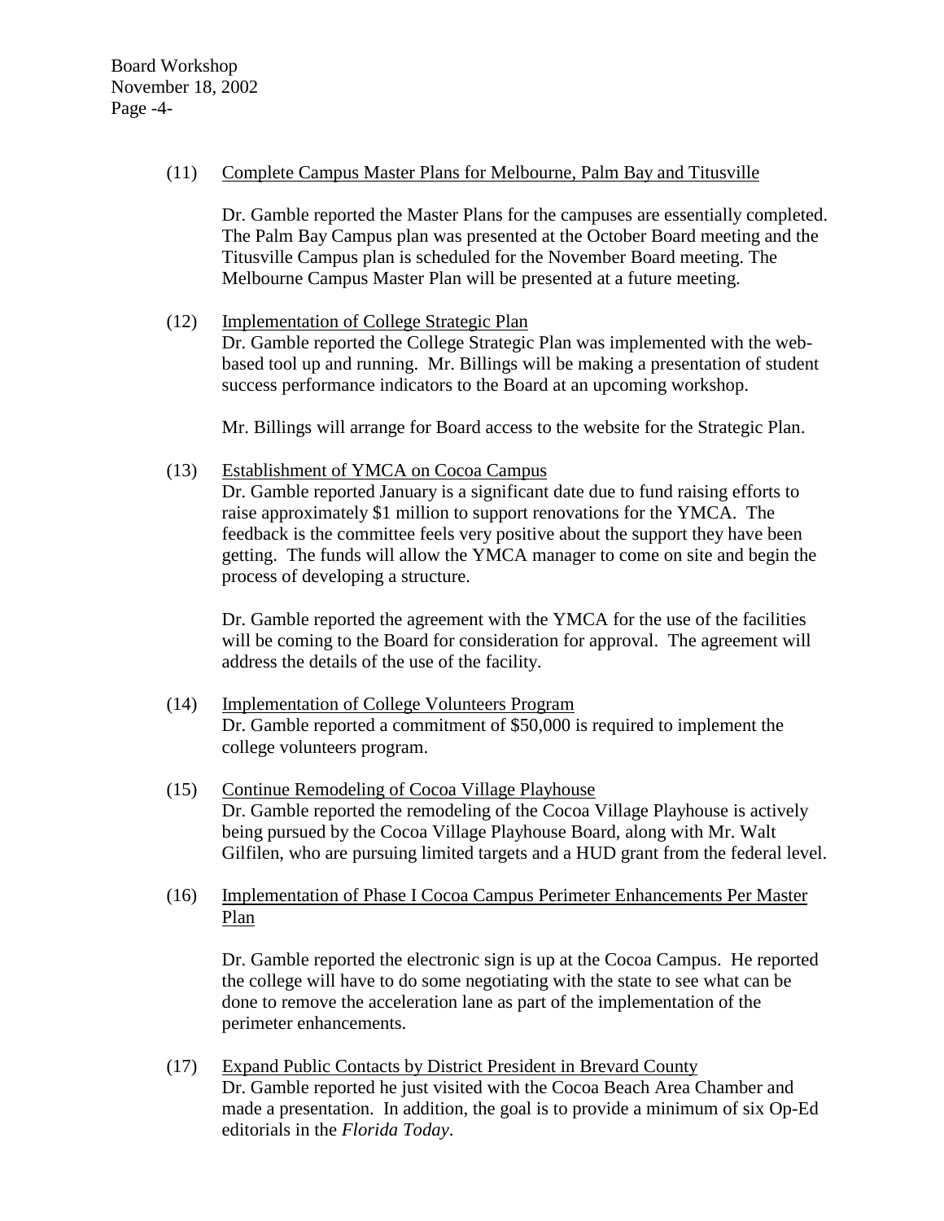(11) Complete Campus Master Plans for Melbourne, Palm Bay and Titusville

Dr. Gamble reported the Master Plans for the campuses are essentially completed. The Palm Bay Campus plan was presented at the October Board meeting and the Titusville Campus plan is scheduled for the November Board meeting. The Melbourne Campus Master Plan will be presented at a future meeting.

(12) Implementation of College Strategic Plan

Dr. Gamble reported the College Strategic Plan was implemented with the web-based tool up and running. Mr. Billings will be making a presentation of student success performance indicators to the Board at an upcoming workshop.

Mr. Billings will arrange for Board access to the website for the Strategic Plan.

(13) Establishment of YMCA on Cocoa Campus

Dr. Gamble reported January is a significant date due to fund raising efforts to raise approximately $1 million to support renovations for the YMCA. The feedback is the committee feels very positive about the support they have been getting. The funds will allow the YMCA manager to come on site and begin the process of developing a structure.

Dr. Gamble reported the agreement with the YMCA for the use of the facilities will be coming to the Board for consideration for approval. The agreement will address the details of the use of the facility.

(14) Implementation of College Volunteers Program

Dr. Gamble reported a commitment of $50,000 is required to implement the college volunteers program.

(15) Continue Remodeling of Cocoa Village Playhouse

Dr. Gamble reported the remodeling of the Cocoa Village Playhouse is actively being pursued by the Cocoa Village Playhouse Board, along with Mr. Walt Gilfilen, who are pursuing limited targets and a HUD grant from the federal level.

(16) Implementation of Phase I Cocoa Campus Perimeter Enhancements Per Master Plan

Dr. Gamble reported the electronic sign is up at the Cocoa Campus. He reported the college will have to do some negotiating with the state to see what can be done to remove the acceleration lane as part of the implementation of the perimeter enhancements.

(17) Expand Public Contacts by District President in Brevard County

Dr. Gamble reported he just visited with the Cocoa Beach Area Chamber and made a presentation. In addition, the goal is to provide a minimum of six Op-Ed editorials in the *Florida Today*.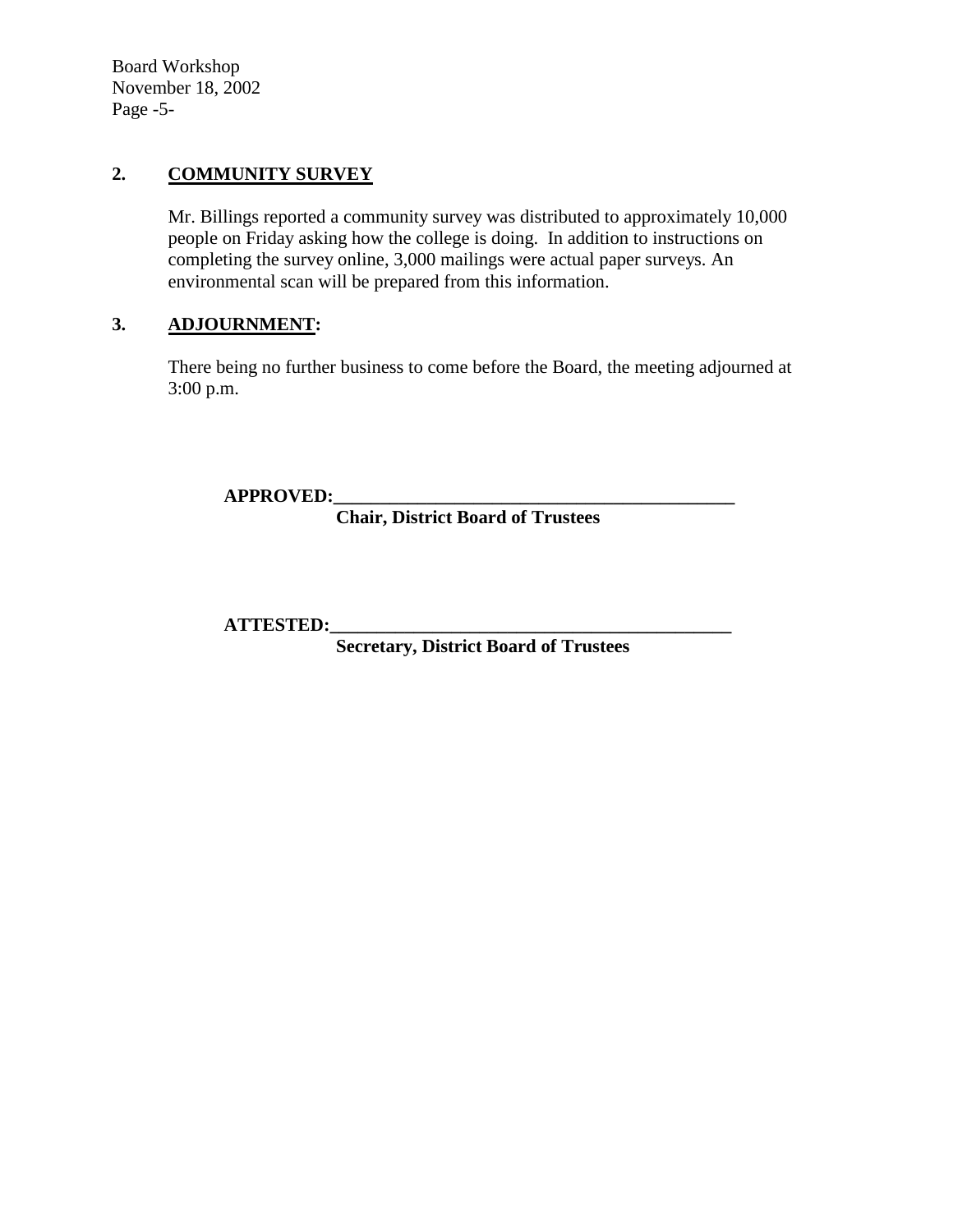## 2. COMMUNITY SURVEY

Mr. Billings reported a community survey was distributed to approximately 10,000 people on Friday asking how the college is doing. In addition to instructions on completing the survey online, 3,000 mailings were actual paper surveys. An environmental scan will be prepared from this information.

## 3. ADJOURNMENT:

There being no further business to come before the Board, the meeting adjourned at 3:00 p.m.

**APPROVED:_____________________________________________**
**Chair, District Board of Trustees**

**ATTESTED:_____________________________________________**
**Secretary, District Board of Trustees**